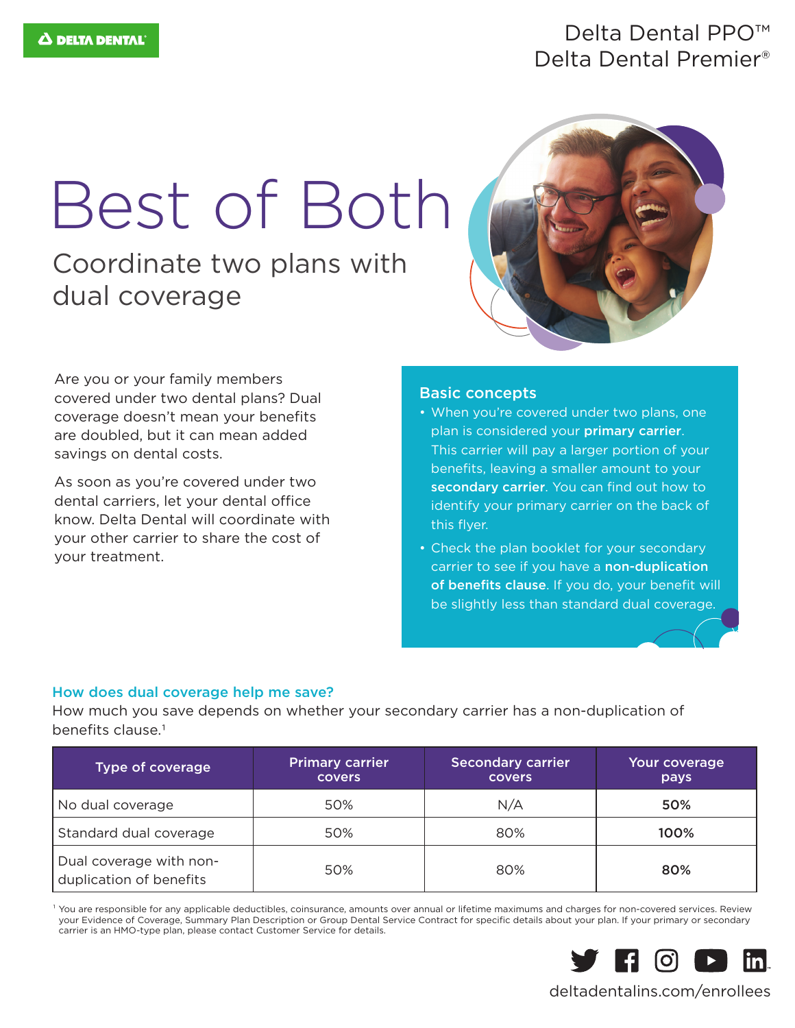DELTA DENTAL

Delta Dental PPO™
Delta Dental Premier®

# Best of Both

## Coordinate two plans with dual coverage

Are you or your family members covered under two dental plans? Dual coverage doesn't mean your benefits are doubled, but it can mean added savings on dental costs.

As soon as you're covered under two dental carriers, let your dental office know. Delta Dental will coordinate with your other carrier to share the cost of your treatment.

### Basic concepts

- When you're covered under two plans, one plan is considered your **primary carrier**. This carrier will pay a larger portion of your benefits, leaving a smaller amount to your **secondary carrier**. You can find out how to identify your primary carrier on the back of this flyer.
- Check the plan booklet for your secondary carrier to see if you have a **non-duplication of benefits clause**. If you do, your benefit will be slightly less than standard dual coverage.

### How does dual coverage help me save?

How much you save depends on whether your secondary carrier has a non-duplication of benefits clause.[1]

| Type of coverage | Primary carrier covers | Secondary carrier covers | Your coverage pays |
|---|---|---|---|
| No dual coverage | 50% | N/A | **50%** |
| Standard dual coverage | 50% | 80% | **100%** |
| Dual coverage with non-duplication of benefits | 50% | 80% | **80%** |

[1] You are responsible for any applicable deductibles, coinsurance, amounts over annual or lifetime maximums and charges for non-covered services. Review your Evidence of Coverage, Summary Plan Description or Group Dental Service Contract for specific details about your plan. If your primary or secondary carrier is an HMO-type plan, please contact Customer Service for details.

deltadentalins.com/enrollees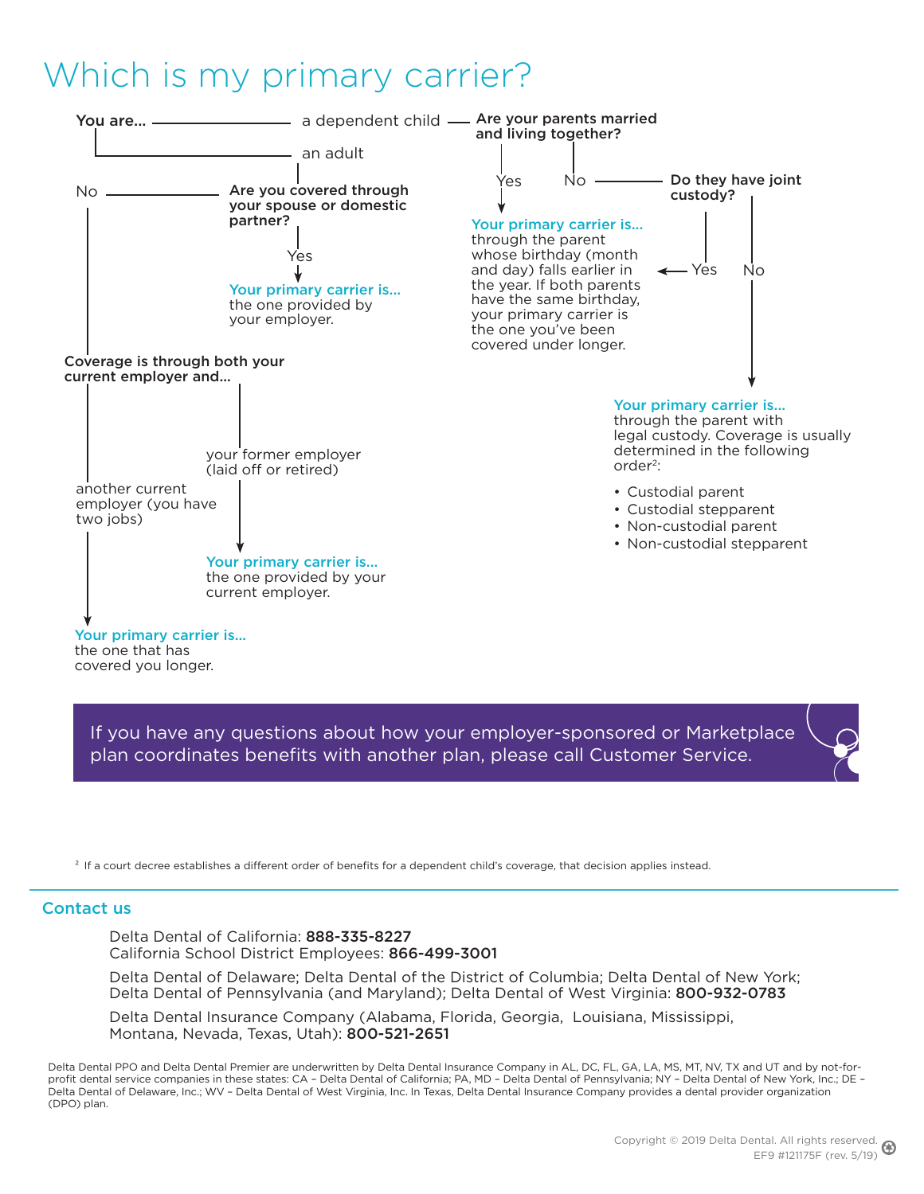# Which is my primary carrier?

**You are...** a dependent child — **Are your parents married and living together?**

- Yes → **Your primary carrier is...** through the parent whose birthday (month and day) falls earlier in the year. If both parents have the same birthday, your primary carrier is the one you've been covered under longer.
- No → **Do they have joint custody?**
  - Yes → **Your primary carrier is...** through the parent whose birthday (month and day) falls earlier in the year. If both parents have the same birthday, your primary carrier is the one you've been covered under longer.
  - No → **Your primary carrier is...** through the parent with legal custody. Coverage is usually determined in the following order[2]:
    - Custodial parent
    - Custodial stepparent
    - Non-custodial parent
    - Non-custodial stepparent

**You are...** an adult — **Are you covered through your spouse or domestic partner?**

- Yes → **Your primary carrier is...** the one provided by your employer.
- No → **Coverage is through both your current employer and...**
  - your former employer (laid off or retired) → **Your primary carrier is...** the one provided by your current employer.
  - another current employer (you have two jobs) → **Your primary carrier is...** the one that has covered you longer.

If you have any questions about how your employer-sponsored or Marketplace plan coordinates benefits with another plan, please call Customer Service.

[2] If a court decree establishes a different order of benefits for a dependent child's coverage, that decision applies instead.

## Contact us

Delta Dental of California: **888-335-8227**
California School District Employees: **866-499-3001**

Delta Dental of Delaware; Delta Dental of the District of Columbia; Delta Dental of New York; Delta Dental of Pennsylvania (and Maryland); Delta Dental of West Virginia: **800-932-0783**

Delta Dental Insurance Company (Alabama, Florida, Georgia, Louisiana, Mississippi, Montana, Nevada, Texas, Utah): **800-521-2651**

Delta Dental PPO and Delta Dental Premier are underwritten by Delta Dental Insurance Company in AL, DC, FL, GA, LA, MS, MT, NV, TX and UT and by not-for-profit dental service companies in these states: CA – Delta Dental of California; PA, MD – Delta Dental of Pennsylvania; NY – Delta Dental of New York, Inc.; DE – Delta Dental of Delaware, Inc.; WV – Delta Dental of West Virginia, Inc. In Texas, Delta Dental Insurance Company provides a dental provider organization (DPO) plan.

Copyright © 2019 Delta Dental. All rights reserved.
EF9 #121175F (rev. 5/19)